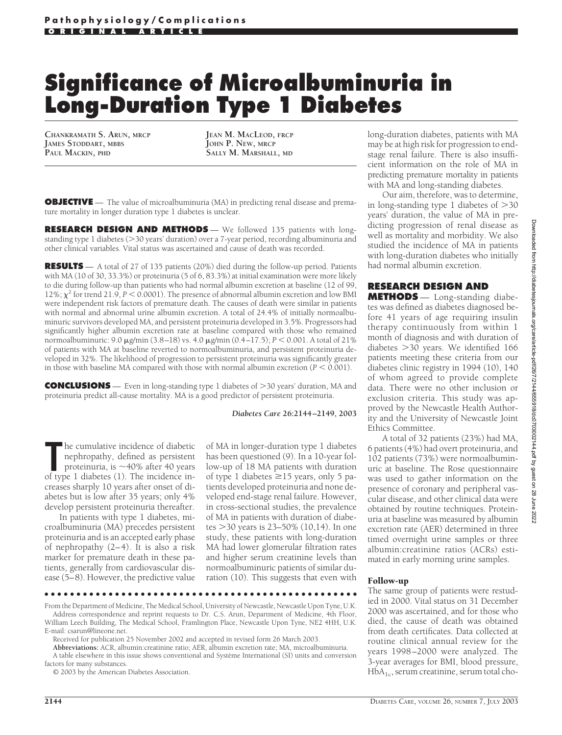Pathophysiology/Complications
ORIGINAL ARTICLE

# Significance of Microalbuminuria in Long-Duration Type 1 Diabetes

CHANKRAMATH S. ARUN, MRCP
JAMES STODDART, MBBS
PAUL MACKIN, PHD
JEAN M. MACLEOD, FRCP
JOHN P. NEW, MRCP
SALLY M. MARSHALL, MD

**OBJECTIVE** — The value of microalbuminuria (MA) in predicting renal disease and premature mortality in longer duration type 1 diabetes is unclear.

**RESEARCH DESIGN AND METHODS** — We followed 135 patients with long-standing type 1 diabetes (>30 years' duration) over a 7-year period, recording albuminuria and other clinical variables. Vital status was ascertained and cause of death was recorded.

**RESULTS** — A total of 27 of 135 patients (20%) died during the follow-up period. Patients with MA (10 of 30, 33.3%) or proteinuria (5 of 6, 83.3%) at initial examination were more likely to die during follow-up than patients who had normal albumin excretion at baseline (12 of 99, 12%; $\chi^2$ for trend 21.9, $P < 0.0001$). The presence of abnormal albumin excretion and low BMI were independent risk factors of premature death. The causes of death were similar in patients with normal and abnormal urine albumin excretion. A total of 24.4% of initially normoalbuminuric survivors developed MA, and persistent proteinuria developed in 3.5%. Progressors had significantly higher albumin excretion rate at baseline compared with those who remained normoalbuminuric: 9.0 μg/min (3.8–18) vs. 4.0 μg/min (0.4–17.5); $P < 0.001$. A total of 21% of patients with MA at baseline reverted to normoalbuminuria, and persistent proteinuria developed in 32%. The likelihood of progression to persistent proteinuria was significantly greater in those with baseline MA compared with those with normal albumin excretion ($P < 0.001$).

**CONCLUSIONS** — Even in long-standing type 1 diabetes of >30 years' duration, MA and proteinuria predict all-cause mortality. MA is a good predictor of persistent proteinuria.

*Diabetes Care* **26:2144–2149, 2003**

The cumulative incidence of diabetic nephropathy, defined as persistent proteinuria, is ~40% after 40 years of type 1 diabetes (1). The incidence increases sharply 10 years after onset of diabetes but is low after 35 years; only 4% develop persistent proteinuria thereafter.

In patients with type 1 diabetes, microalbuminuria (MA) precedes persistent proteinuria and is an accepted early phase of nephropathy (2–4). It is also a risk marker for premature death in these patients, generally from cardiovascular disease (5–8). However, the predictive value of MA in longer-duration type 1 diabetes has been questioned (9). In a 10-year follow-up of 18 MA patients with duration of type 1 diabetes ≥15 years, only 5 patients developed proteinuria and none developed end-stage renal failure. However, in cross-sectional studies, the prevalence of MA in patients with duration of diabetes >30 years is 23–50% (10,14). In one study, these patients with long-duration MA had lower glomerular filtration rates and higher serum creatinine levels than normoalbuminuric patients of similar duration (10). This suggests that even with long-duration diabetes, patients with MA may be at high risk for progression to end-stage renal failure. There is also insufficient information on the role of MA in predicting premature mortality in patients with MA and long-standing diabetes.

Our aim, therefore, was to determine, in long-standing type 1 diabetes of >30 years' duration, the value of MA in predicting progression of renal disease as well as mortality and morbidity. We also studied the incidence of MA in patients with long-duration diabetes who initially had normal albumin excretion.

## RESEARCH DESIGN AND METHODS

— Long-standing diabetes was defined as diabetes diagnosed before 41 years of age requiring insulin therapy continuously from within 1 month of diagnosis and with duration of diabetes >30 years. We identified 166 patients meeting these criteria from our diabetes clinic registry in 1994 (10), 140 of whom agreed to provide complete data. There were no other inclusion or exclusion criteria. This study was approved by the Newcastle Health Authority and the University of Newcastle Joint Ethics Committee.

A total of 32 patients (23%) had MA, 6 patients (4%) had overt proteinuria, and 102 patients (73%) were normoalbuminuric at baseline. The Rose questionnaire was used to gather information on the presence of coronary and peripheral vascular disease, and other clinical data were obtained by routine techniques. Proteinuria at baseline was measured by albumin excretion rate (AER) determined in three timed overnight urine samples or three albumin:creatinine ratios (ACRs) estimated in early morning urine samples.

### Follow-up

The same group of patients were restudied in 2000. Vital status on 31 December 2000 was ascertained, and for those who died, the cause of death was obtained from death certificates. Data collected at routine clinical annual review for the years 1998–2000 were analyzed. The 3-year averages for BMI, blood pressure, $HbA_{1c}$, serum creatinine, serum total cho-

From the Department of Medicine, The Medical School, University of Newcastle, Newcastle Upon Tyne, U.K.

Address correspondence and reprint requests to Dr. C.S. Arun, Department of Medicine, 4th Floor, William Leech Building, The Medical School, Framlington Place, Newcastle Upon Tyne, NE2 4HH, U.K. E-mail: csarun@lineone.net.

Received for publication 25 November 2002 and accepted in revised form 26 March 2003.

**Abbreviations:** ACR, albumin:creatinine ratio; AER, albumin excretion rate; MA, microalbuminuria.

A table elsewhere in this issue shows conventional and Système International (SI) units and conversion factors for many substances.

© 2003 by the American Diabetes Association.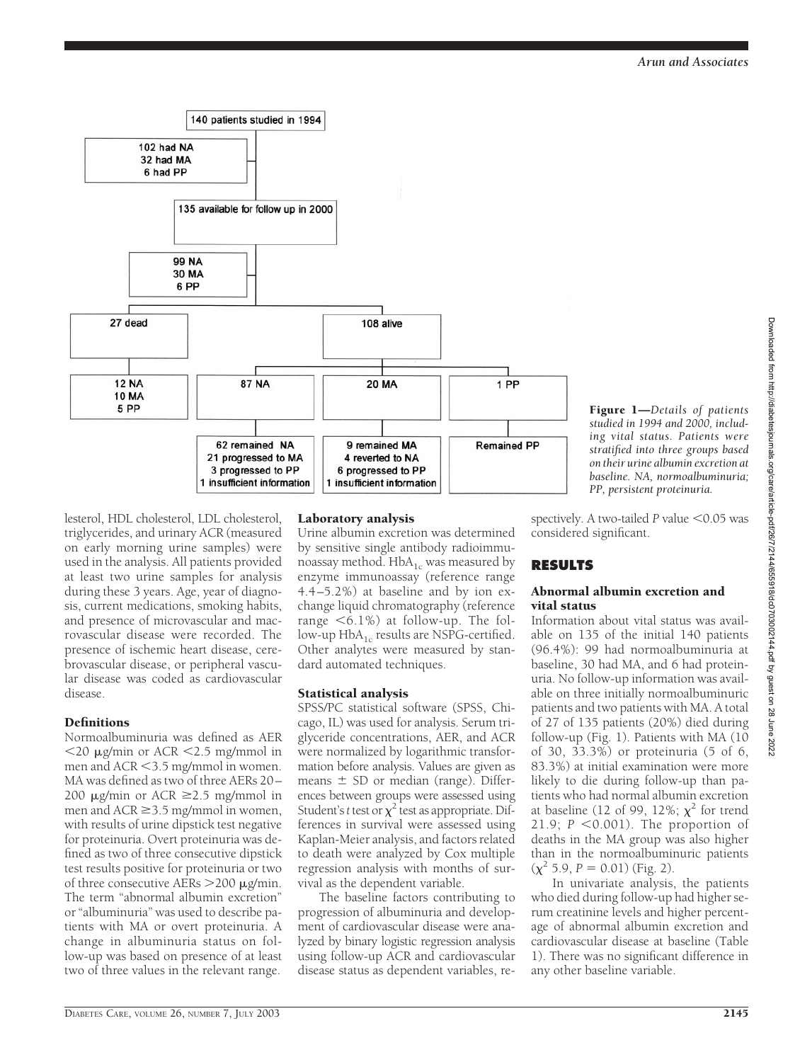140 patients studied in 1994

- 102 had NA
- 32 had MA
- 6 had PP

135 available for follow up in 2000

- 99 NA
- 30 MA
- 6 PP

27 dead: 12 NA, 10 MA, 5 PP

108 alive:

- 87 NA: 62 remained NA; 21 progressed to MA; 3 progressed to PP; 1 insufficient information
- 20 MA: 9 remained MA; 4 reverted to NA; 6 progressed to PP; 1 insufficient information
- 1 PP: Remained PP

**Figure 1**—*Details of patients studied in 1994 and 2000, including vital status. Patients were stratified into three groups based on their urine albumin excretion at baseline. NA, normoalbuminuria; PP, persistent proteinuria.*

lesterol, HDL cholesterol, LDL cholesterol, triglycerides, and urinary ACR (measured on early morning urine samples) were used in the analysis. All patients provided at least two urine samples for analysis during these 3 years. Age, year of diagnosis, current medications, smoking habits, and presence of microvascular and macrovascular disease were recorded. The presence of ischemic heart disease, cerebrovascular disease, or peripheral vascular disease was coded as cardiovascular disease.

### Definitions

Normoalbuminuria was defined as AER $<20$ μg/min or ACR $<2.5$ mg/mmol in men and ACR $<3.5$ mg/mmol in women. MA was defined as two of three AERs 20–200 μg/min or ACR $\geq 2.5$ mg/mmol in men and ACR $\geq 3.5$ mg/mmol in women, with results of urine dipstick test negative for proteinuria. Overt proteinuria was defined as two of three consecutive dipstick test results positive for proteinuria or two of three consecutive AERs $>200$ μg/min. The term "abnormal albumin excretion" or "albuminuria" was used to describe patients with MA or overt proteinuria. A change in albuminuria status on follow-up was based on presence of at least two of three values in the relevant range.

### Laboratory analysis

Urine albumin excretion was determined by sensitive single antibody radioimmunoassay method. $HbA_{1c}$ was measured by enzyme immunoassay (reference range 4.4–5.2%) at baseline and by ion exchange liquid chromatography (reference range $<6.1\%$) at follow-up. The follow-up $HbA_{1c}$ results are NSPG-certified. Other analytes were measured by standard automated techniques.

### Statistical analysis

SPSS/PC statistical software (SPSS, Chicago, IL) was used for analysis. Serum triglyceride concentrations, AER, and ACR were normalized by logarithmic transformation before analysis. Values are given as means ± SD or median (range). Differences between groups were assessed using Student's *t* test or $\chi^2$ test as appropriate. Differences in survival were assessed using Kaplan-Meier analysis, and factors related to death were analyzed by Cox multiple regression analysis with months of survival as the dependent variable.

The baseline factors contributing to progression of albuminuria and development of cardiovascular disease were analyzed by binary logistic regression analysis using follow-up ACR and cardiovascular disease status as dependent variables, respectively. A two-tailed *P* value $<0.05$ was considered significant.

## RESULTS

### Abnormal albumin excretion and vital status

Information about vital status was available on 135 of the initial 140 patients (96.4%): 99 had normoalbuminuria at baseline, 30 had MA, and 6 had proteinuria. No follow-up information was available on three initially normoalbuminuric patients and two patients with MA. A total of 27 of 135 patients (20%) died during follow-up (Fig. 1). Patients with MA (10 of 30, 33.3%) or proteinuria (5 of 6, 83.3%) at initial examination were more likely to die during follow-up than patients who had normal albumin excretion at baseline (12 of 99, 12%; $\chi^2$ for trend 21.9; $P < 0.001$). The proportion of deaths in the MA group was also higher than in the normoalbuminuric patients ($\chi^2$ 5.9, $P = 0.01$) (Fig. 2).

In univariate analysis, the patients who died during follow-up had higher serum creatinine levels and higher percentage of abnormal albumin excretion and cardiovascular disease at baseline (Table 1). There was no significant difference in any other baseline variable.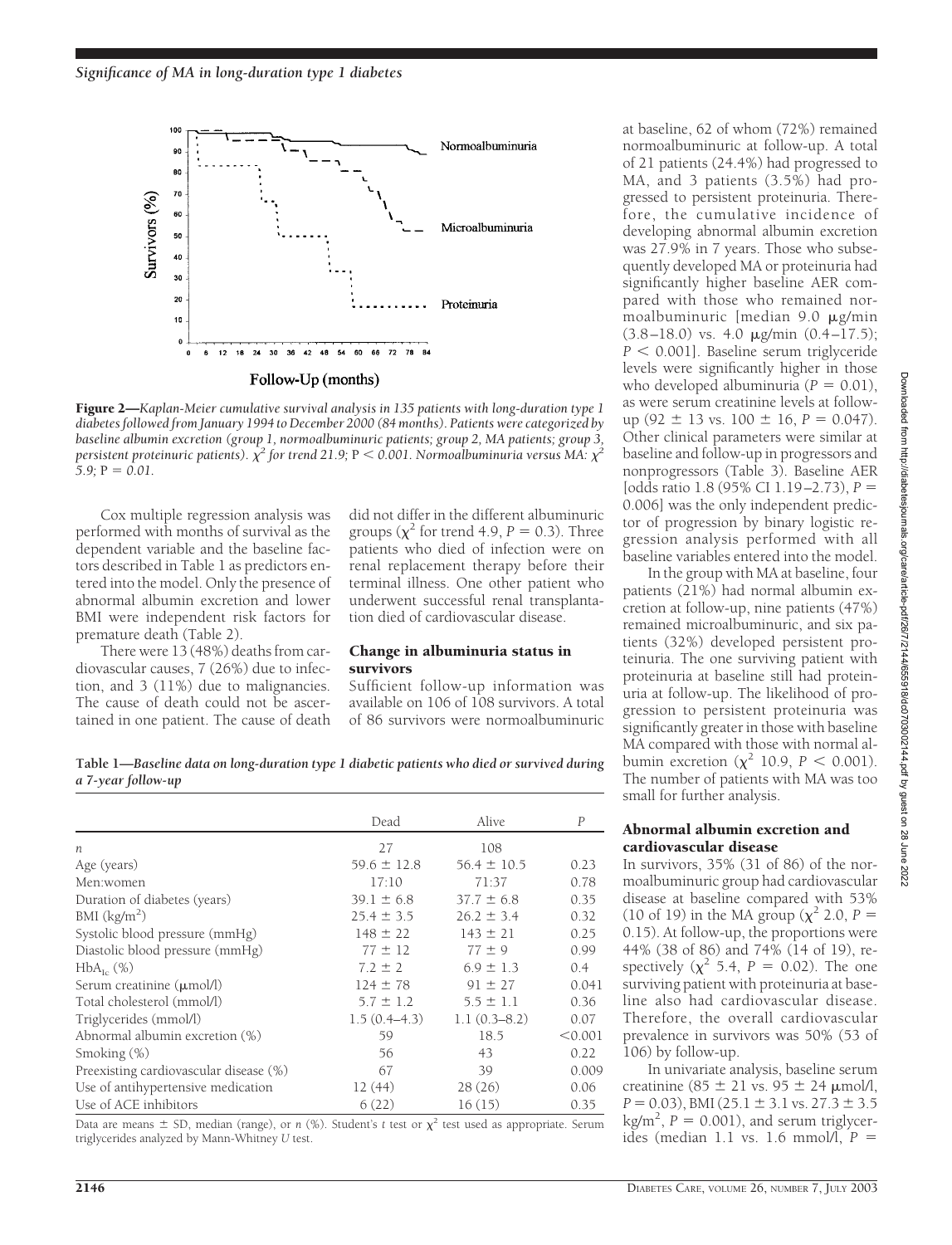Figure 2—*Kaplan-Meier cumulative survival analysis in 135 patients with long-duration type 1 diabetes followed from January 1994 to December 2000 (84 months). Patients were categorized by baseline albumin excretion (group 1, normoalbuminuric patients; group 2, MA patients; group 3, persistent proteinuric patients).* $\chi^2$ *for trend 21.9;* $P < 0.001$. *Normoalbuminuria versus MA:* $\chi^2$ *5.9;* $P = 0.01$.

Cox multiple regression analysis was performed with months of survival as the dependent variable and the baseline factors described in Table 1 as predictors entered into the model. Only the presence of abnormal albumin excretion and lower BMI were independent risk factors for premature death (Table 2).

There were 13 (48%) deaths from cardiovascular causes, 7 (26%) due to infection, and 3 (11%) due to malignancies. The cause of death could not be ascertained in one patient. The cause of death did not differ in the different albuminuric groups ($\chi^2$ for trend 4.9, $P = 0.3$). Three patients who died of infection were on renal replacement therapy before their terminal illness. One other patient who underwent successful renal transplantation died of cardiovascular disease.

### Change in albuminuria status in survivors

Sufficient follow-up information was available on 106 of 108 survivors. A total of 86 survivors were normoalbuminuric at baseline, 62 of whom (72%) remained normoalbuminuric at follow-up. A total of 21 patients (24.4%) had progressed to MA, and 3 patients (3.5%) had progressed to persistent proteinuria. Therefore, the cumulative incidence of developing abnormal albumin excretion was 27.9% in 7 years. Those who subsequently developed MA or proteinuria had significantly higher baseline AER compared with those who remained normoalbuminuric [median 9.0 μg/min (3.8–18.0) vs. 4.0 μg/min (0.4–17.5); $P < 0.001$]. Baseline serum triglyceride levels were significantly higher in those who developed albuminuria ($P = 0.01$), as were serum creatinine levels at follow-up (92 ± 13 vs. 100 ± 16, $P = 0.047$). Other clinical parameters were similar at baseline and follow-up in progressors and nonprogressors (Table 3). Baseline AER [odds ratio 1.8 (95% CI 1.19–2.73), $P = 0.006$] was the only independent predictor of progression by binary logistic regression analysis performed with all baseline variables entered into the model.

In the group with MA at baseline, four patients (21%) had normal albumin excretion at follow-up, nine patients (47%) remained microalbuminuric, and six patients (32%) developed persistent proteinuria. The one surviving patient with proteinuria at baseline still had proteinuria at follow-up. The likelihood of progression to persistent proteinuria was significantly greater in those with baseline MA compared with those with normal albumin excretion ($\chi^2$ 10.9, $P < 0.001$). The number of patients with MA was too small for further analysis.

### Abnormal albumin excretion and cardiovascular disease

In survivors, 35% (31 of 86) of the normoalbuminuric group had cardiovascular disease at baseline compared with 53% (10 of 19) in the MA group ($\chi^2$ 2.0, $P = 0.15$). At follow-up, the proportions were 44% (38 of 86) and 74% (14 of 19), respectively ($\chi^2$ 5.4, $P = 0.02$). The one surviving patient with proteinuria at baseline also had cardiovascular disease. Therefore, the overall cardiovascular prevalence in survivors was 50% (53 of 106) by follow-up.

In univariate analysis, baseline serum creatinine (85 ± 21 vs. 95 ± 24 μmol/l, $P = 0.03$), BMI (25.1 ± 3.1 vs. 27.3 ± 3.5 kg/m$^2$, $P = 0.001$), and serum triglycerides (median 1.1 vs. 1.6 mmol/l, $P =$

**Table 1—*Baseline data on long-duration type 1 diabetic patients who died or survived during a 7-year follow-up***

| | Dead | Alive | *P* |
|---|---|---|---|
| *n* | 27 | 108 | |
| Age (years) | 59.6 ± 12.8 | 56.4 ± 10.5 | 0.23 |
| Men:women | 17:10 | 71:37 | 0.78 |
| Duration of diabetes (years) | 39.1 ± 6.8 | 37.7 ± 6.8 | 0.35 |
| BMI (kg/m$^2$) | 25.4 ± 3.5 | 26.2 ± 3.4 | 0.32 |
| Systolic blood pressure (mmHg) | 148 ± 22 | 143 ± 21 | 0.25 |
| Diastolic blood pressure (mmHg) | 77 ± 12 | 77 ± 9 | 0.99 |
| $HbA_{1c}$ (%) | 7.2 ± 2 | 6.9 ± 1.3 | 0.4 |
| Serum creatinine (μmol/l) | 124 ± 78 | 91 ± 27 | 0.041 |
| Total cholesterol (mmol/l) | 5.7 ± 1.2 | 5.5 ± 1.1 | 0.36 |
| Triglycerides (mmol/l) | 1.5 (0.4–4.3) | 1.1 (0.3–8.2) | 0.07 |
| Abnormal albumin excretion (%) | 59 | 18.5 | <0.001 |
| Smoking (%) | 56 | 43 | 0.22 |
| Preexisting cardiovascular disease (%) | 67 | 39 | 0.009 |
| Use of antihypertensive medication | 12 (44) | 28 (26) | 0.06 |
| Use of ACE inhibitors | 6 (22) | 16 (15) | 0.35 |

Data are means ± SD, median (range), or *n* (%). Student's *t* test or $\chi^2$ test used as appropriate. Serum triglycerides analyzed by Mann-Whitney *U* test.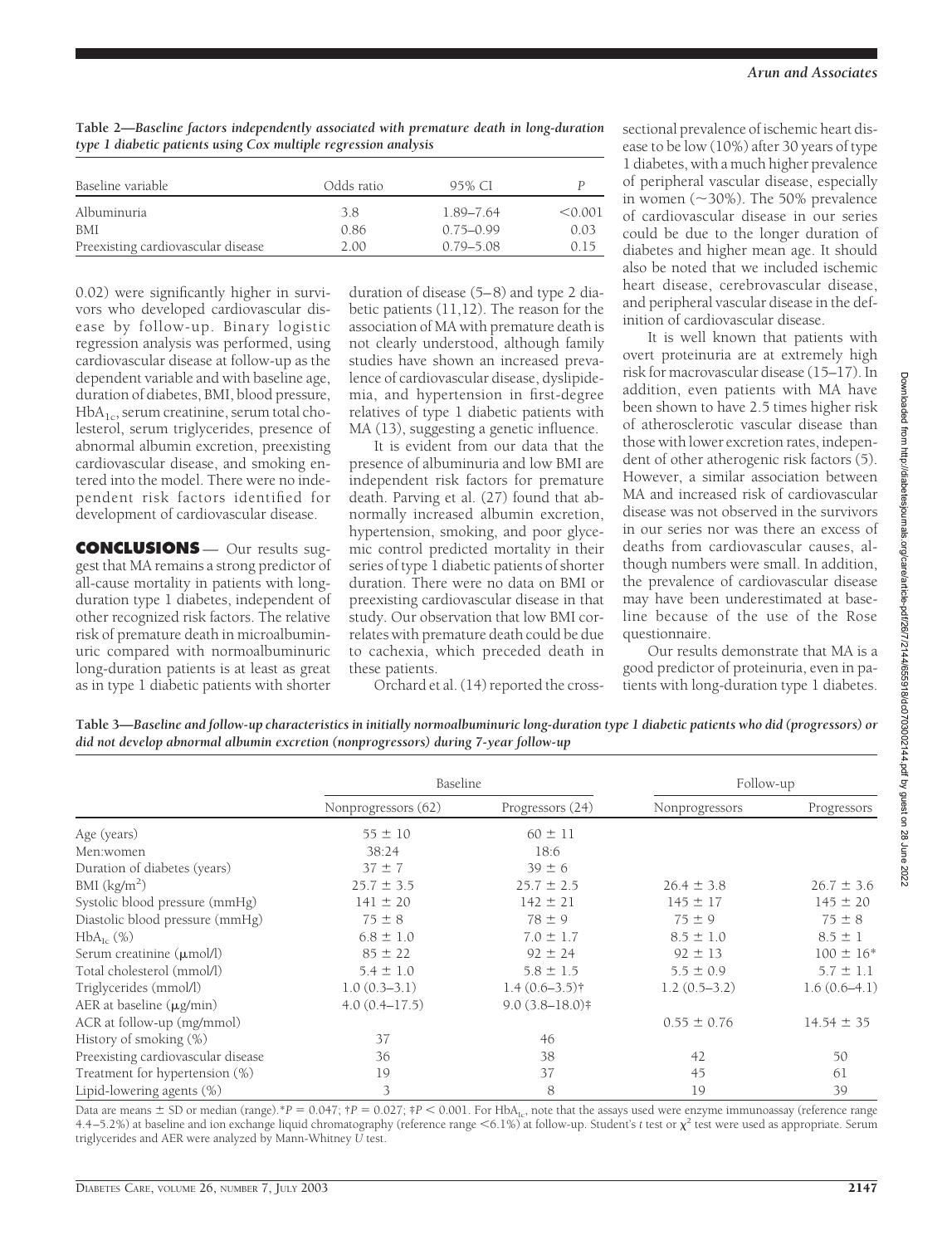**Table 2—*Baseline factors independently associated with premature death in long-duration type 1 diabetic patients using Cox multiple regression analysis***

| Baseline variable | Odds ratio | 95% CI | *P* |
|---|---|---|---|
| Albuminuria | 3.8 | 1.89–7.64 | <0.001 |
| BMI | 0.86 | 0.75–0.99 | 0.03 |
| Preexisting cardiovascular disease | 2.00 | 0.79–5.08 | 0.15 |

0.02) were significantly higher in survivors who developed cardiovascular disease by follow-up. Binary logistic regression analysis was performed, using cardiovascular disease at follow-up as the dependent variable and with baseline age, duration of diabetes, BMI, blood pressure, $HbA_{1c}$, serum creatinine, serum total cholesterol, serum triglycerides, presence of abnormal albumin excretion, preexisting cardiovascular disease, and smoking entered into the model. There were no independent risk factors identified for development of cardiovascular disease.

**CONCLUSIONS**— Our results suggest that MA remains a strong predictor of all-cause mortality in patients with long-duration type 1 diabetes, independent of other recognized risk factors. The relative risk of premature death in microalbuminuric compared with normoalbuminuric long-duration patients is at least as great as in type 1 diabetic patients with shorter duration of disease (5–8) and type 2 diabetic patients (11,12). The reason for the association of MA with premature death is not clearly understood, although family studies have shown an increased prevalence of cardiovascular disease, dyslipidemia, and hypertension in first-degree relatives of type 1 diabetic patients with MA (13), suggesting a genetic influence.

It is evident from our data that the presence of albuminuria and low BMI are independent risk factors for premature death. Parving et al. (27) found that abnormally increased albumin excretion, hypertension, smoking, and poor glycemic control predicted mortality in their series of type 1 diabetic patients of shorter duration. There were no data on BMI or preexisting cardiovascular disease in that study. Our observation that low BMI correlates with premature death could be due to cachexia, which preceded death in these patients.

Orchard et al. (14) reported the cross-sectional prevalence of ischemic heart disease to be low (10%) after 30 years of type 1 diabetes, with a much higher prevalence of peripheral vascular disease, especially in women (~30%). The 50% prevalence of cardiovascular disease in our series could be due to the longer duration of diabetes and higher mean age. It should also be noted that we included ischemic heart disease, cerebrovascular disease, and peripheral vascular disease in the definition of cardiovascular disease.

It is well known that patients with overt proteinuria are at extremely high risk for macrovascular disease (15–17). In addition, even patients with MA have been shown to have 2.5 times higher risk of atherosclerotic vascular disease than those with lower excretion rates, independent of other atherogenic risk factors (5). However, a similar association between MA and increased risk of cardiovascular disease was not observed in the survivors in our series nor was there an excess of deaths from cardiovascular causes, although numbers were small. In addition, the prevalence of cardiovascular disease may have been underestimated at baseline because of the use of the Rose questionnaire.

Our results demonstrate that MA is a good predictor of proteinuria, even in patients with long-duration type 1 diabetes.

**Table 3—*Baseline and follow-up characteristics in initially normoalbuminuric long-duration type 1 diabetic patients who did (progressors) or did not develop abnormal albumin excretion (nonprogressors) during 7-year follow-up***

| | Baseline | | Follow-up | |
|---|---|---|---|---|
| | Nonprogressors (62) | Progressors (24) | Nonprogressors | Progressors |
| Age (years) | 55 ± 10 | 60 ± 11 | | |
| Men:women | 38:24 | 18:6 | | |
| Duration of diabetes (years) | 37 ± 7 | 39 ± 6 | | |
| BMI ($kg/m^2$) | 25.7 ± 3.5 | 25.7 ± 2.5 | 26.4 ± 3.8 | 26.7 ± 3.6 |
| Systolic blood pressure (mmHg) | 141 ± 20 | 142 ± 21 | 145 ± 17 | 145 ± 20 |
| Diastolic blood pressure (mmHg) | 75 ± 8 | 78 ± 9 | 75 ± 9 | 75 ± 8 |
| $HbA_{1c}$ (%) | 6.8 ± 1.0 | 7.0 ± 1.7 | 8.5 ± 1.0 | 8.5 ± 1 |
| Serum creatinine (μmol/l) | 85 ± 22 | 92 ± 24 | 92 ± 13 | 100 ± 16* |
| Total cholesterol (mmol/l) | 5.4 ± 1.0 | 5.8 ± 1.5 | 5.5 ± 0.9 | 5.7 ± 1.1 |
| Triglycerides (mmol/l) | 1.0 (0.3–3.1) | 1.4 (0.6–3.5)† | 1.2 (0.5–3.2) | 1.6 (0.6–4.1) |
| AER at baseline (μg/min) | 4.0 (0.4–17.5) | 9.0 (3.8–18.0)‡ | | |
| ACR at follow-up (mg/mmol) | | | 0.55 ± 0.76 | 14.54 ± 35 |
| History of smoking (%) | 37 | 46 | | |
| Preexisting cardiovascular disease | 36 | 38 | 42 | 50 |
| Treatment for hypertension (%) | 19 | 37 | 45 | 61 |
| Lipid-lowering agents (%) | 3 | 8 | 19 | 39 |

Data are means ± SD or median (range). *$P = 0.047$; †$P = 0.027$; ‡$P < 0.001$. For $HbA_{1c}$, note that the assays used were enzyme immunoassay (reference range 4.4–5.2%) at baseline and ion exchange liquid chromatography (reference range <6.1%) at follow-up. Student's *t* test or $\chi^2$ test were used as appropriate. Serum triglycerides and AER were analyzed by Mann-Whitney *U* test.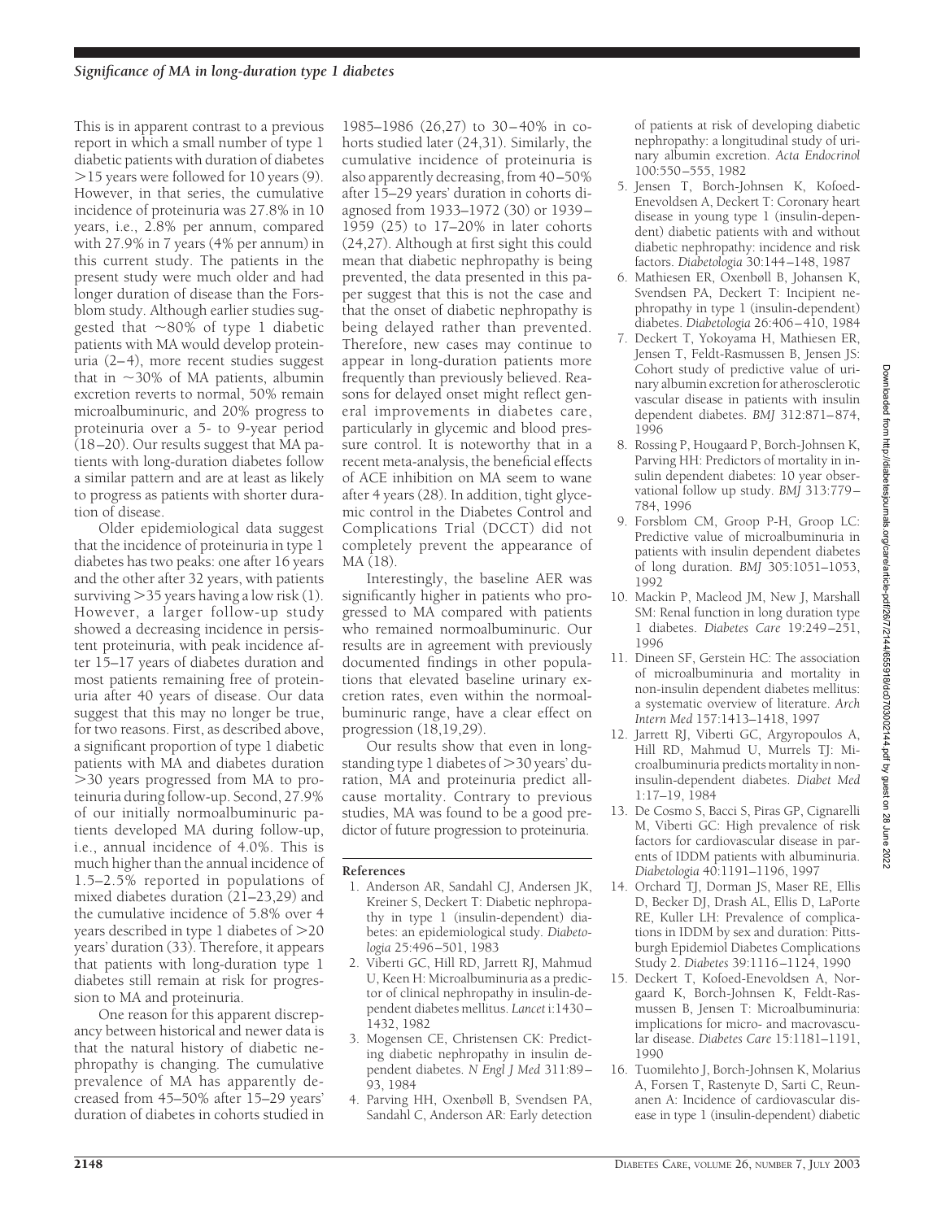This is in apparent contrast to a previous report in which a small number of type 1 diabetic patients with duration of diabetes >15 years were followed for 10 years (9). However, in that series, the cumulative incidence of proteinuria was 27.8% in 10 years, i.e., 2.8% per annum, compared with 27.9% in 7 years (4% per annum) in this current study. The patients in the present study were much older and had longer duration of disease than the Forsblom study. Although earlier studies suggested that ~80% of type 1 diabetic patients with MA would develop proteinuria (2–4), more recent studies suggest that in ~30% of MA patients, albumin excretion reverts to normal, 50% remain microalbuminuric, and 20% progress to proteinuria over a 5- to 9-year period (18–20). Our results suggest that MA patients with long-duration diabetes follow a similar pattern and are at least as likely to progress as patients with shorter duration of disease.

Older epidemiological data suggest that the incidence of proteinuria in type 1 diabetes has two peaks: one after 16 years and the other after 32 years, with patients surviving >35 years having a low risk (1). However, a larger follow-up study showed a decreasing incidence in persistent proteinuria, with peak incidence after 15–17 years of diabetes duration and most patients remaining free of proteinuria after 40 years of disease. Our data suggest that this may no longer be true, for two reasons. First, as described above, a significant proportion of type 1 diabetic patients with MA and diabetes duration >30 years progressed from MA to proteinuria during follow-up. Second, 27.9% of our initially normoalbuminuric patients developed MA during follow-up, i.e., annual incidence of 4.0%. This is much higher than the annual incidence of 1.5–2.5% reported in populations of mixed diabetes duration (21–23,29) and the cumulative incidence of 5.8% over 4 years described in type 1 diabetes of >20 years' duration (33). Therefore, it appears that patients with long-duration type 1 diabetes still remain at risk for progression to MA and proteinuria.

One reason for this apparent discrepancy between historical and newer data is that the natural history of diabetic nephropathy is changing. The cumulative prevalence of MA has apparently decreased from 45–50% after 15–29 years' duration of diabetes in cohorts studied in 1985–1986 (26,27) to 30–40% in cohorts studied later (24,31). Similarly, the cumulative incidence of proteinuria is also apparently decreasing, from 40–50% after 15–29 years' duration in cohorts diagnosed from 1933–1972 (30) or 1939–1959 (25) to 17–20% in later cohorts (24,27). Although at first sight this could mean that diabetic nephropathy is being prevented, the data presented in this paper suggest that this is not the case and that the onset of diabetic nephropathy is being delayed rather than prevented. Therefore, new cases may continue to appear in long-duration patients more frequently than previously believed. Reasons for delayed onset might reflect general improvements in diabetes care, particularly in glycemic and blood pressure control. It is noteworthy that in a recent meta-analysis, the beneficial effects of ACE inhibition on MA seem to wane after 4 years (28). In addition, tight glycemic control in the Diabetes Control and Complications Trial (DCCT) did not completely prevent the appearance of MA (18).

Interestingly, the baseline AER was significantly higher in patients who progressed to MA compared with patients who remained normoalbuminuric. Our results are in agreement with previously documented findings in other populations that elevated baseline urinary excretion rates, even within the normoalbuminuric range, have a clear effect on progression (18,19,29).

Our results show that even in longstanding type 1 diabetes of >30 years' duration, MA and proteinuria predict all-cause mortality. Contrary to previous studies, MA was found to be a good predictor of future progression to proteinuria.

## References

1. Anderson AR, Sandahl CJ, Andersen JK, Kreiner S, Deckert T: Diabetic nephropathy in type 1 (insulin-dependent) diabetes: an epidemiological study. *Diabetologia* 25:496–501, 1983
2. Viberti GC, Hill RD, Jarrett RJ, Mahmud U, Keen H: Microalbuminuria as a predictor of clinical nephropathy in insulin-dependent diabetes mellitus. *Lancet* i:1430–1432, 1982
3. Mogensen CE, Christensen CK: Predicting diabetic nephropathy in insulin dependent diabetes. *N Engl J Med* 311:89–93, 1984
4. Parving HH, Oxenbøll B, Svendsen PA, Sandahl C, Anderson AR: Early detection of patients at risk of developing diabetic nephropathy: a longitudinal study of urinary albumin excretion. *Acta Endocrinol* 100:550–555, 1982
5. Jensen T, Borch-Johnsen K, Kofoed-Enevoldsen A, Deckert T: Coronary heart disease in young type 1 (insulin-dependent) diabetic patients with and without diabetic nephropathy: incidence and risk factors. *Diabetologia* 30:144–148, 1987
6. Mathiesen ER, Oxenbøll B, Johansen K, Svendsen PA, Deckert T: Incipient nephropathy in type 1 (insulin-dependent) diabetes. *Diabetologia* 26:406–410, 1984
7. Deckert T, Yokoyama H, Mathiesen ER, Jensen T, Feldt-Rasmussen B, Jensen JS: Cohort study of predictive value of urinary albumin excretion for atherosclerotic vascular disease in patients with insulin dependent diabetes. *BMJ* 312:871–874, 1996
8. Rossing P, Hougaard P, Borch-Johnsen K, Parving HH: Predictors of mortality in insulin dependent diabetes: 10 year observational follow up study. *BMJ* 313:779–784, 1996
9. Forsblom CM, Groop P-H, Groop LC: Predictive value of microalbuminuria in patients with insulin dependent diabetes of long duration. *BMJ* 305:1051–1053, 1992
10. Mackin P, Macleod JM, New J, Marshall SM: Renal function in long duration type 1 diabetes. *Diabetes Care* 19:249–251, 1996
11. Dineen SF, Gerstein HC: The association of microalbuminuria and mortality in non-insulin dependent diabetes mellitus: a systematic overview of literature. *Arch Intern Med* 157:1413–1418, 1997
12. Jarrett RJ, Viberti GC, Argyropoulos A, Hill RD, Mahmud U, Murrels TJ: Microalbuminuria predicts mortality in non-insulin-dependent diabetes. *Diabet Med* 1:17–19, 1984
13. De Cosmo S, Bacci S, Piras GP, Cignarelli M, Viberti GC: High prevalence of risk factors for cardiovascular disease in parents of IDDM patients with albuminuria. *Diabetologia* 40:1191–1196, 1997
14. Orchard TJ, Dorman JS, Maser RE, Ellis D, Becker DJ, Drash AL, Ellis D, LaPorte RE, Kuller LH: Prevalence of complications in IDDM by sex and duration: Pittsburgh Epidemiol Diabetes Complications Study 2. *Diabetes* 39:1116–1124, 1990
15. Deckert T, Kofoed-Enevoldsen A, Norgaard K, Borch-Johnsen K, Feldt-Rasmussen B, Jensen T: Microalbuminuria: implications for micro- and macrovascular disease. *Diabetes Care* 15:1181–1191, 1990
16. Tuomilehto J, Borch-Johnsen K, Molarius A, Forsen T, Rastenyte D, Sarti C, Reunanen A: Incidence of cardiovascular disease in type 1 (insulin-dependent) diabetic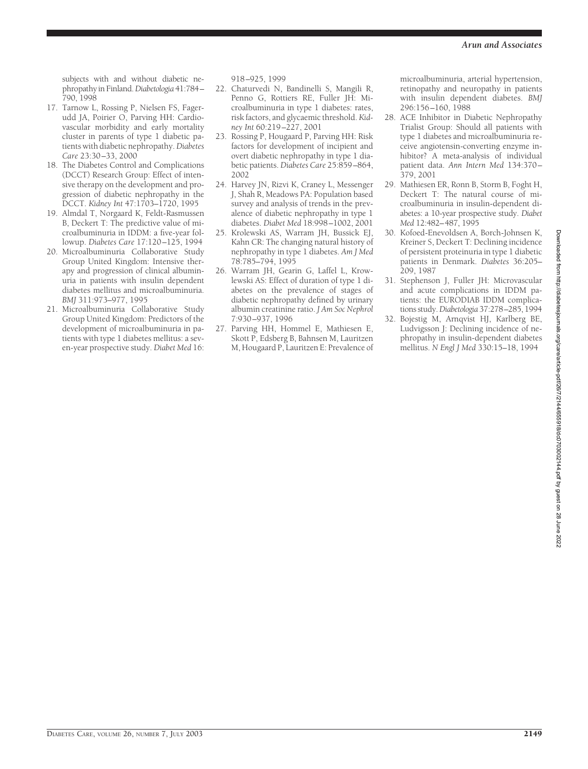subjects with and without diabetic nephropathy in Finland. *Diabetologia* 41:784–790, 1998

17. Tarnow L, Rossing P, Nielsen FS, Fagerudd JA, Poirier O, Parving HH: Cardiovascular morbidity and early mortality cluster in parents of type 1 diabetic patients with diabetic nephropathy. *Diabetes Care* 23:30–33, 2000
18. The Diabetes Control and Complications (DCCT) Research Group: Effect of intensive therapy on the development and progression of diabetic nephropathy in the DCCT. *Kidney Int* 47:1703–1720, 1995
19. Almdal T, Norgaard K, Feldt-Rasmussen B, Deckert T: The predictive value of microalbuminuria in IDDM: a five-year followup. *Diabetes Care* 17:120–125, 1994
20. Microalbuminuria Collaborative Study Group United Kingdom: Intensive therapy and progression of clinical albuminuria in patients with insulin dependent diabetes mellitus and microalbuminuria. *BMJ* 311:973–977, 1995
21. Microalbuminuria Collaborative Study Group United Kingdom: Predictors of the development of microalbuminuria in patients with type 1 diabetes mellitus: a seven-year prospective study. *Diabet Med* 16: 918–925, 1999
22. Chaturvedi N, Bandinelli S, Mangili R, Penno G, Rottiers RE, Fuller JH: Microalbuminuria in type 1 diabetes: rates, risk factors, and glycaemic threshold. *Kidney Int* 60:219–227, 2001
23. Rossing P, Hougaard P, Parving HH: Risk factors for development of incipient and overt diabetic nephropathy in type 1 diabetic patients. *Diabetes Care* 25:859–864, 2002
24. Harvey JN, Rizvi K, Craney L, Messenger J, Shah R, Meadows PA: Population based survey and analysis of trends in the prevalence of diabetic nephropathy in type 1 diabetes. *Diabet Med* 18:998–1002, 2001
25. Krolewski AS, Warram JH, Bussick EJ, Kahn CR: The changing natural history of nephropathy in type 1 diabetes. *Am J Med* 78:785–794, 1995
26. Warram JH, Gearin G, Laffel L, Krowlewski AS: Effect of duration of type 1 diabetes on the prevalence of stages of diabetic nephropathy defined by urinary albumin creatinine ratio. *J Am Soc Nephrol* 7:930–937, 1996
27. Parving HH, Hommel E, Mathiesen E, Skott P, Edsberg B, Bahnsen M, Lauritzen M, Hougaard P, Lauritzen E: Prevalence of microalbuminuria, arterial hypertension, retinopathy and neuropathy in patients with insulin dependent diabetes. *BMJ* 296:156–160, 1988
28. ACE Inhibitor in Diabetic Nephropathy Trialist Group: Should all patients with type 1 diabetes and microalbuminuria receive angiotensin-converting enzyme inhibitor? A meta-analysis of individual patient data. *Ann Intern Med* 134:370–379, 2001
29. Mathiesen ER, Ronn B, Storm B, Foght H, Deckert T: The natural course of microalbuminuria in insulin-dependent diabetes: a 10-year prospective study. *Diabet Med* 12:482–487, 1995
30. Kofoed-Enevoldsen A, Borch-Johnsen K, Kreiner S, Deckert T: Declining incidence of persistent proteinuria in type 1 diabetic patients in Denmark. *Diabetes* 36:205–209, 1987
31. Stephenson J, Fuller JH: Microvascular and acute complications in IDDM patients: the EURODIAB IDDM complications study. *Diabetologia* 37:278–285, 1994
32. Bojestig M, Arnqvist HJ, Karlberg BE, Ludvigsson J: Declining incidence of nephropathy in insulin-dependent diabetes mellitus. *N Engl J Med* 330:15–18, 1994